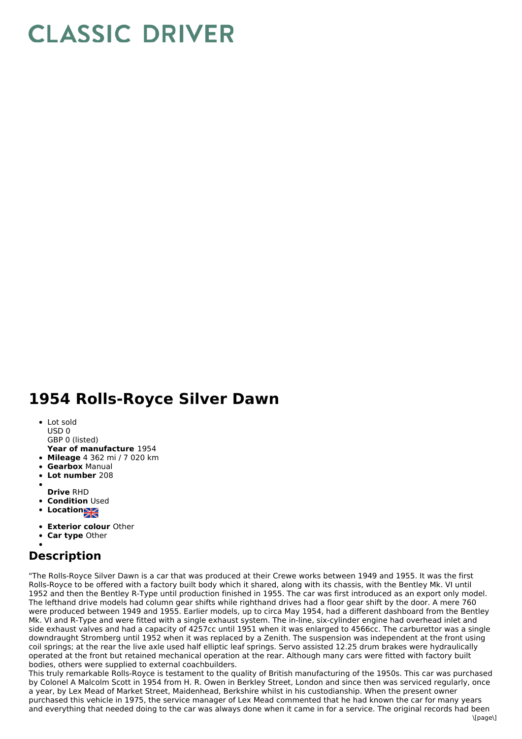# CLASSIC DRIVER

# 1954 Rolls-Royce Silver Dawn

- Lot sold
  USD 0
  GBP 0 (listed)
  **Year of manufacture** 1954
- **Mileage** 4 362 mi / 7 020 km
- **Gearbox** Manual
- **Lot number** 208
- 
  **Drive** RHD
- **Condition** Used
- **Location**
- **Exterior colour** Other
- **Car type** Other
- 

## Description

"The Rolls-Royce Silver Dawn is a car that was produced at their Crewe works between 1949 and 1955. It was the first Rolls-Royce to be offered with a factory built body which it shared, along with its chassis, with the Bentley Mk. VI until 1952 and then the Bentley R-Type until production finished in 1955. The car was first introduced as an export only model. The lefthand drive models had column gear shifts while righthand drives had a floor gear shift by the door. A mere 760 were produced between 1949 and 1955. Earlier models, up to circa May 1954, had a different dashboard from the Bentley Mk. VI and R-Type and were fitted with a single exhaust system. The in-line, six-cylinder engine had overhead inlet and side exhaust valves and had a capacity of 4257cc until 1951 when it was enlarged to 4566cc. The carburettor was a single downdraught Stromberg until 1952 when it was replaced by a Zenith. The suspension was independent at the front using coil springs; at the rear the live axle used half elliptic leaf springs. Servo assisted 12.25 drum brakes were hydraulically operated at the front but retained mechanical operation at the rear. Although many cars were fitted with factory built bodies, others were supplied to external coachbuilders.
This truly remarkable Rolls-Royce is testament to the quality of British manufacturing of the 1950s. This car was purchased by Colonel A Malcolm Scott in 1954 from H. R. Owen in Berkley Street, London and since then was serviced regularly, once a year, by Lex Mead of Market Street, Maidenhead, Berkshire whilst in his custodianship. When the present owner purchased this vehicle in 1975, the service manager of Lex Mead commented that he had known the car for many years and everything that needed doing to the car was always done when it came in for a service. The original records had been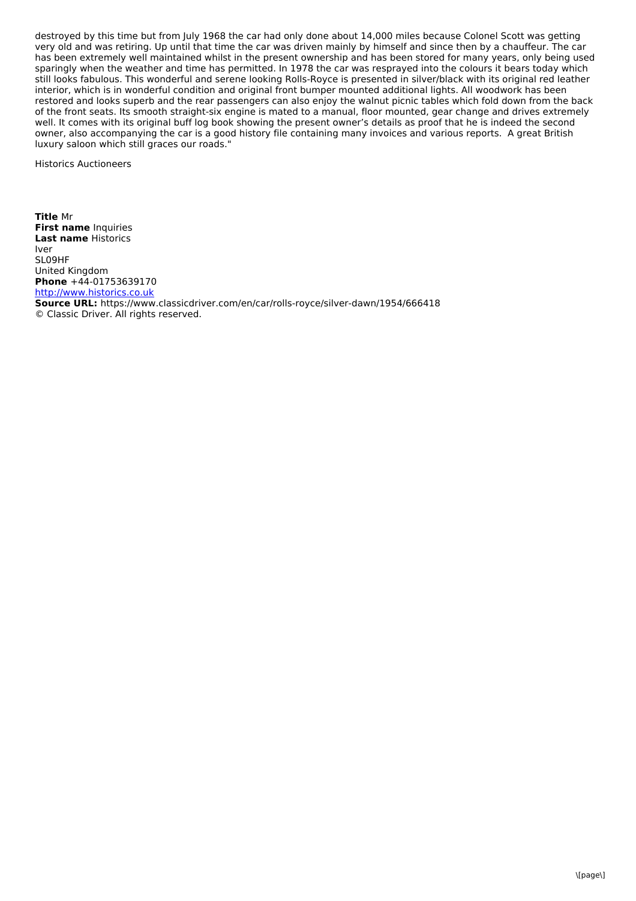destroyed by this time but from July 1968 the car had only done about 14,000 miles because Colonel Scott was getting very old and was retiring. Up until that time the car was driven mainly by himself and since then by a chauffeur. The car has been extremely well maintained whilst in the present ownership and has been stored for many years, only being used sparingly when the weather and time has permitted. In 1978 the car was resprayed into the colours it bears today which still looks fabulous. This wonderful and serene looking Rolls-Royce is presented in silver/black with its original red leather interior, which is in wonderful condition and original front bumper mounted additional lights. All woodwork has been restored and looks superb and the rear passengers can also enjoy the walnut picnic tables which fold down from the back of the front seats. Its smooth straight-six engine is mated to a manual, floor mounted, gear change and drives extremely well. It comes with its original buff log book showing the present owner's details as proof that he is indeed the second owner, also accompanying the car is a good history file containing many invoices and various reports. A great British luxury saloon which still graces our roads."

Historics Auctioneers

**Title** Mr
**First name** Inquiries
**Last name** Historics
Iver
SL09HF
United Kingdom
**Phone** +44-01753639170
[http://www.historics.co.uk](http://www.historics.co.uk)
**Source URL:** https://www.classicdriver.com/en/car/rolls-royce/silver-dawn/1954/666418
© Classic Driver. All rights reserved.